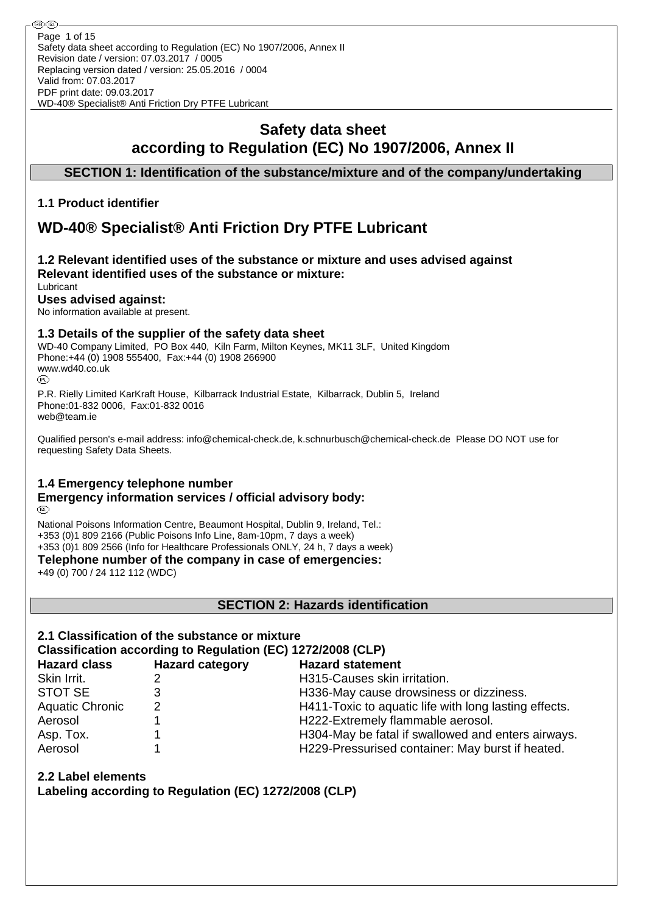# Safety data sheet according to Regulation (EC) No 1907/2006, Annex II

## SECTION 1: Identification of the substance/mixture and of the company/undertaking

### 1.1 Product identifier

# WD-40® Specialist® Anti Friction Dry PTFE Lubricant

### 1.2 Relevant identified uses of the substance or mixture and uses advised against

**Relevant identified uses of the substance or mixture:**

Lubricant

**Uses advised against:**

No information available at present.

### 1.3 Details of the supplier of the safety data sheet

WD-40 Company Limited, PO Box 440, Kiln Farm, Milton Keynes, MK11 3LF, United Kingdom
Phone:+44 (0) 1908 555400, Fax:+44 (0) 1908 266900
www.wd40.co.uk

P.R. Rielly Limited KarKraft House, Kilbarrack Industrial Estate, Kilbarrack, Dublin 5, Ireland
Phone:01-832 0006, Fax:01-832 0016
web@team.ie

Qualified person's e-mail address: info@chemical-check.de, k.schnurbusch@chemical-check.de Please DO NOT use for requesting Safety Data Sheets.

### 1.4 Emergency telephone number

**Emergency information services / official advisory body:**

National Poisons Information Centre, Beaumont Hospital, Dublin 9, Ireland, Tel.:
+353 (0)1 809 2166 (Public Poisons Info Line, 8am-10pm, 7 days a week)
+353 (0)1 809 2566 (Info for Healthcare Professionals ONLY, 24 h, 7 days a week)

**Telephone number of the company in case of emergencies:**

+49 (0) 700 / 24 112 112 (WDC)

## SECTION 2: Hazards identification

### 2.1 Classification of the substance or mixture

**Classification according to Regulation (EC) 1272/2008 (CLP)**

| Hazard class | Hazard category | Hazard statement |
| --- | --- | --- |
| Skin Irrit. | 2 | H315-Causes skin irritation. |
| STOT SE | 3 | H336-May cause drowsiness or dizziness. |
| Aquatic Chronic | 2 | H411-Toxic to aquatic life with long lasting effects. |
| Aerosol | 1 | H222-Extremely flammable aerosol. |
| Asp. Tox. | 1 | H304-May be fatal if swallowed and enters airways. |
| Aerosol | 1 | H229-Pressurised container: May burst if heated. |

### 2.2 Label elements

**Labeling according to Regulation (EC) 1272/2008 (CLP)**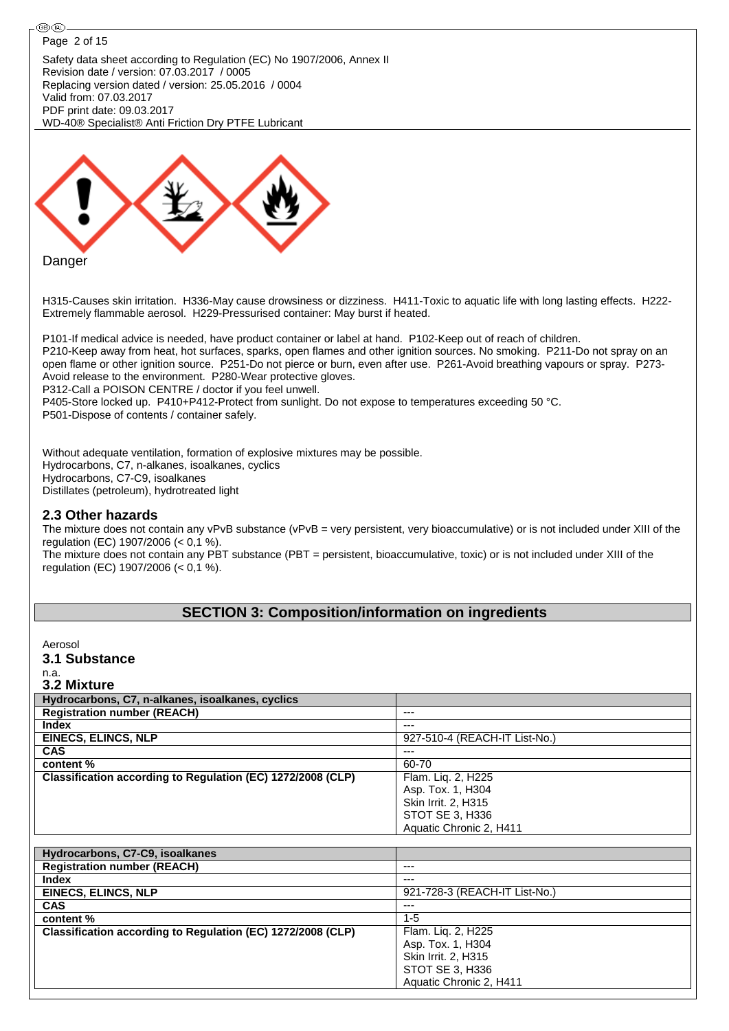Danger

H315-Causes skin irritation. H336-May cause drowsiness or dizziness. H411-Toxic to aquatic life with long lasting effects. H222-Extremely flammable aerosol. H229-Pressurised container: May burst if heated.

P101-If medical advice is needed, have product container or label at hand. P102-Keep out of reach of children.
P210-Keep away from heat, hot surfaces, sparks, open flames and other ignition sources. No smoking. P211-Do not spray on an open flame or other ignition source. P251-Do not pierce or burn, even after use. P261-Avoid breathing vapours or spray. P273-Avoid release to the environment. P280-Wear protective gloves.
P312-Call a POISON CENTRE / doctor if you feel unwell.
P405-Store locked up. P410+P412-Protect from sunlight. Do not expose to temperatures exceeding 50 °C.
P501-Dispose of contents / container safely.

Without adequate ventilation, formation of explosive mixtures may be possible.
Hydrocarbons, C7, n-alkanes, isoalkanes, cyclics
Hydrocarbons, C7-C9, isoalkanes
Distillates (petroleum), hydrotreated light

### 2.3 Other hazards

The mixture does not contain any vPvB substance (vPvB = very persistent, very bioaccumulative) or is not included under XIII of the regulation (EC) 1907/2006 (< 0,1 %).
The mixture does not contain any PBT substance (PBT = persistent, bioaccumulative, toxic) or is not included under XIII of the regulation (EC) 1907/2006 (< 0,1 %).

## SECTION 3: Composition/information on ingredients

Aerosol

### 3.1 Substance

n.a.

### 3.2 Mixture

| Hydrocarbons, C7, n-alkanes, isoalkanes, cyclics | |
|---|---|
| **Registration number (REACH)** | --- |
| **Index** | --- |
| **EINECS, ELINCS, NLP** | 927-510-4 (REACH-IT List-No.) |
| **CAS** | --- |
| **content %** | 60-70 |
| **Classification according to Regulation (EC) 1272/2008 (CLP)** | Flam. Liq. 2, H225<br>Asp. Tox. 1, H304<br>Skin Irrit. 2, H315<br>STOT SE 3, H336<br>Aquatic Chronic 2, H411 |

| Hydrocarbons, C7-C9, isoalkanes | |
|---|---|
| **Registration number (REACH)** | --- |
| **Index** | --- |
| **EINECS, ELINCS, NLP** | 921-728-3 (REACH-IT List-No.) |
| **CAS** | --- |
| **content %** | 1-5 |
| **Classification according to Regulation (EC) 1272/2008 (CLP)** | Flam. Liq. 2, H225<br>Asp. Tox. 1, H304<br>Skin Irrit. 2, H315<br>STOT SE 3, H336<br>Aquatic Chronic 2, H411 |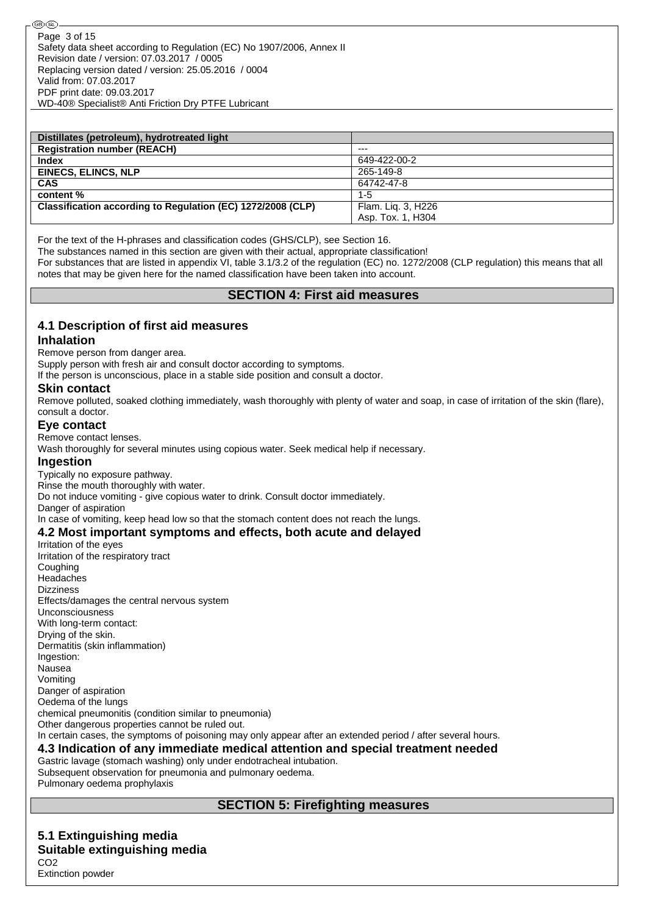| Distillates (petroleum), hydrotreated light | |
|---|---|
| **Registration number (REACH)** | --- |
| **Index** | 649-422-00-2 |
| **EINECS, ELINCS, NLP** | 265-149-8 |
| **CAS** | 64742-47-8 |
| **content %** | 1-5 |
| **Classification according to Regulation (EC) 1272/2008 (CLP)** | Flam. Liq. 3, H226<br>Asp. Tox. 1, H304 |

For the text of the H-phrases and classification codes (GHS/CLP), see Section 16.
The substances named in this section are given with their actual, appropriate classification!
For substances that are listed in appendix VI, table 3.1/3.2 of the regulation (EC) no. 1272/2008 (CLP regulation) this means that all notes that may be given here for the named classification have been taken into account.

## SECTION 4: First aid measures

### 4.1 Description of first aid measures

#### Inhalation

Remove person from danger area.
Supply person with fresh air and consult doctor according to symptoms.
If the person is unconscious, place in a stable side position and consult a doctor.

#### Skin contact

Remove polluted, soaked clothing immediately, wash thoroughly with plenty of water and soap, in case of irritation of the skin (flare), consult a doctor.

#### Eye contact

Remove contact lenses.
Wash thoroughly for several minutes using copious water. Seek medical help if necessary.

#### Ingestion

Typically no exposure pathway.
Rinse the mouth thoroughly with water.
Do not induce vomiting - give copious water to drink. Consult doctor immediately.
Danger of aspiration
In case of vomiting, keep head low so that the stomach content does not reach the lungs.

### 4.2 Most important symptoms and effects, both acute and delayed

Irritation of the eyes
Irritation of the respiratory tract
Coughing
Headaches
Dizziness
Effects/damages the central nervous system
Unconsciousness
With long-term contact:
Drying of the skin.
Dermatitis (skin inflammation)
Ingestion:
Nausea
Vomiting
Danger of aspiration
Oedema of the lungs
chemical pneumonitis (condition similar to pneumonia)
Other dangerous properties cannot be ruled out.
In certain cases, the symptoms of poisoning may only appear after an extended period / after several hours.

### 4.3 Indication of any immediate medical attention and special treatment needed

Gastric lavage (stomach washing) only under endotracheal intubation.
Subsequent observation for pneumonia and pulmonary oedema.
Pulmonary oedema prophylaxis

## SECTION 5: Firefighting measures

### 5.1 Extinguishing media

#### Suitable extinguishing media

$CO_2$
Extinction powder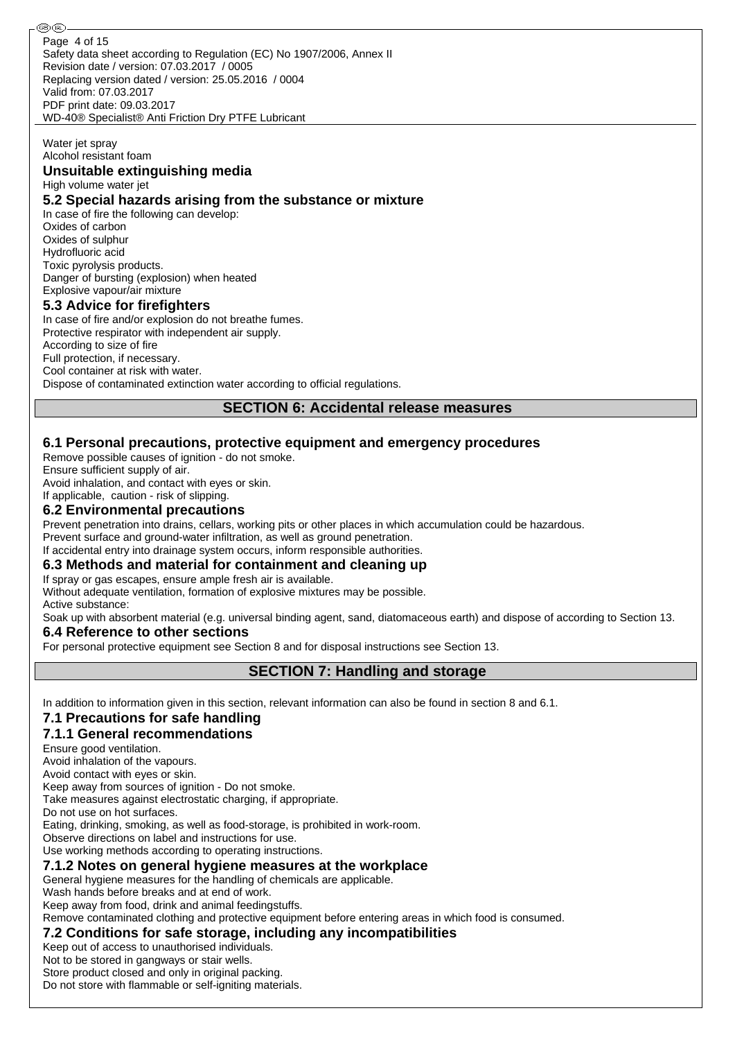Water jet spray
Alcohol resistant foam

### Unsuitable extinguishing media

High volume water jet

### 5.2 Special hazards arising from the substance or mixture

In case of fire the following can develop:
Oxides of carbon
Oxides of sulphur
Hydrofluoric acid
Toxic pyrolysis products.
Danger of bursting (explosion) when heated
Explosive vapour/air mixture

### 5.3 Advice for firefighters

In case of fire and/or explosion do not breathe fumes.
Protective respirator with independent air supply.
According to size of fire
Full protection, if necessary.
Cool container at risk with water.
Dispose of contaminated extinction water according to official regulations.

## SECTION 6: Accidental release measures

### 6.1 Personal precautions, protective equipment and emergency procedures

Remove possible causes of ignition - do not smoke.
Ensure sufficient supply of air.
Avoid inhalation, and contact with eyes or skin.
If applicable, caution - risk of slipping.

### 6.2 Environmental precautions

Prevent penetration into drains, cellars, working pits or other places in which accumulation could be hazardous.
Prevent surface and ground-water infiltration, as well as ground penetration.
If accidental entry into drainage system occurs, inform responsible authorities.

### 6.3 Methods and material for containment and cleaning up

If spray or gas escapes, ensure ample fresh air is available.
Without adequate ventilation, formation of explosive mixtures may be possible.
Active substance:
Soak up with absorbent material (e.g. universal binding agent, sand, diatomaceous earth) and dispose of according to Section 13.

### 6.4 Reference to other sections

For personal protective equipment see Section 8 and for disposal instructions see Section 13.

## SECTION 7: Handling and storage

In addition to information given in this section, relevant information can also be found in section 8 and 6.1.

### 7.1 Precautions for safe handling

### 7.1.1 General recommendations

Ensure good ventilation.
Avoid inhalation of the vapours.
Avoid contact with eyes or skin.
Keep away from sources of ignition - Do not smoke.
Take measures against electrostatic charging, if appropriate.
Do not use on hot surfaces.
Eating, drinking, smoking, as well as food-storage, is prohibited in work-room.
Observe directions on label and instructions for use.
Use working methods according to operating instructions.

### 7.1.2 Notes on general hygiene measures at the workplace

General hygiene measures for the handling of chemicals are applicable.
Wash hands before breaks and at end of work.
Keep away from food, drink and animal feedingstuffs.
Remove contaminated clothing and protective equipment before entering areas in which food is consumed.

### 7.2 Conditions for safe storage, including any incompatibilities

Keep out of access to unauthorised individuals.
Not to be stored in gangways or stair wells.
Store product closed and only in original packing.
Do not store with flammable or self-igniting materials.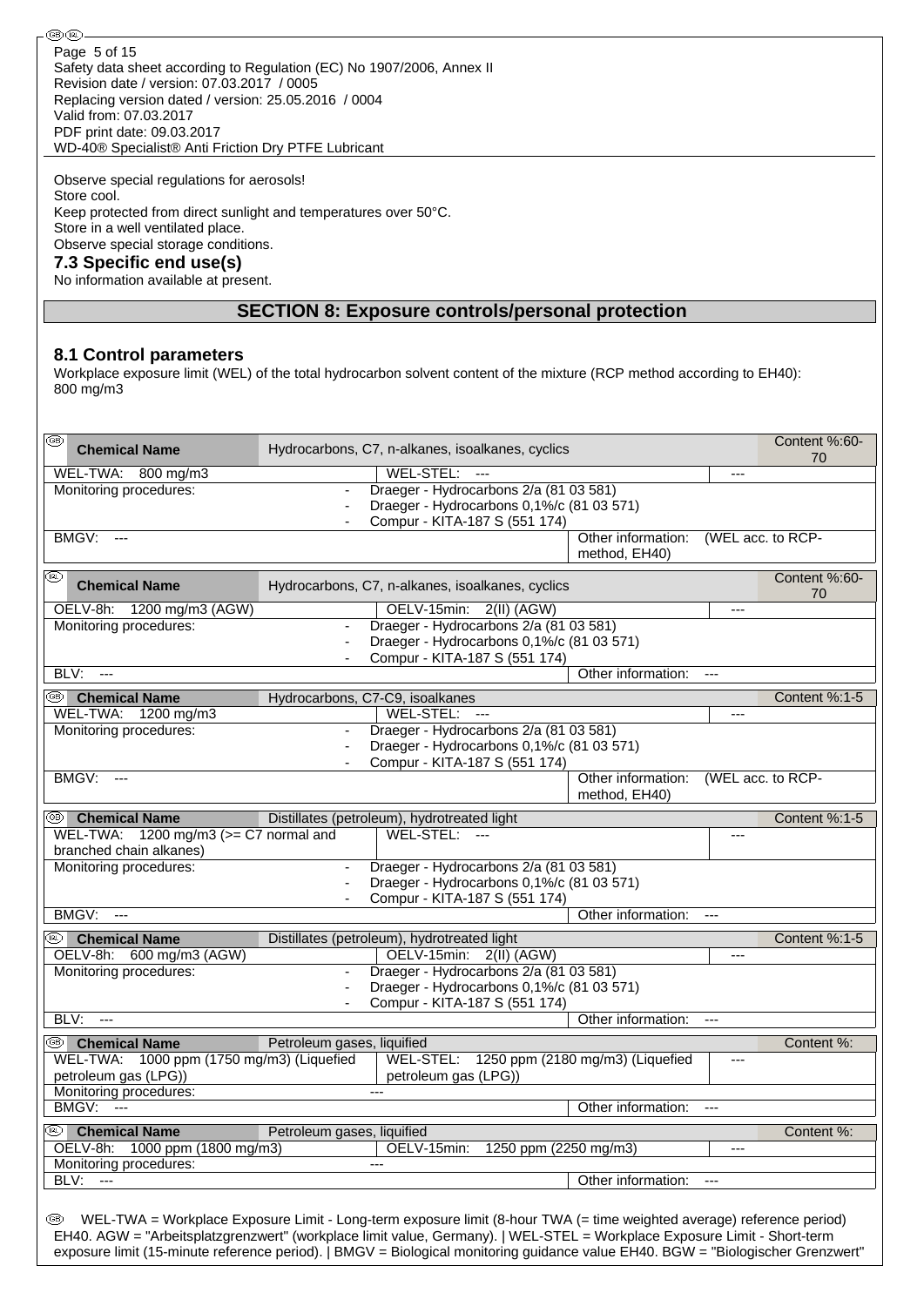Observe special regulations for aerosols!
Store cool.
Keep protected from direct sunlight and temperatures over 50°C.
Store in a well ventilated place.
Observe special storage conditions.

### 7.3 Specific end use(s)

No information available at present.

## SECTION 8: Exposure controls/personal protection

### 8.1 Control parameters

Workplace exposure limit (WEL) of the total hydrocarbon solvent content of the mixture (RCP method according to EH40):
800 mg/m3

| (GB) Chemical Name | Hydrocarbons, C7, n-alkanes, isoalkanes, cyclics | | Content %:60-70 |
|---|---|---|---|
| WEL-TWA: 800 mg/m3 | WEL-STEL: --- | --- | |
| Monitoring procedures: | - Draeger - Hydrocarbons 2/a (81 03 581)<br>- Draeger - Hydrocarbons 0,1%/c (81 03 571)<br>- Compur - KITA-187 S (551 174) | | |
| BMGV: --- | | Other information: (WEL acc. to RCP-method, EH40) | |

| (IRL) Chemical Name | Hydrocarbons, C7, n-alkanes, isoalkanes, cyclics | | Content %:60-70 |
|---|---|---|---|
| OELV-8h: 1200 mg/m3 (AGW) | OELV-15min: 2(II) (AGW) | --- | |
| Monitoring procedures: | - Draeger - Hydrocarbons 2/a (81 03 581)<br>- Draeger - Hydrocarbons 0,1%/c (81 03 571)<br>- Compur - KITA-187 S (551 174) | | |
| BLV: --- | | Other information: --- | |

| (GB) Chemical Name | Hydrocarbons, C7-C9, isoalkanes | | Content %:1-5 |
|---|---|---|---|
| WEL-TWA: 1200 mg/m3 | WEL-STEL: --- | --- | |
| Monitoring procedures: | - Draeger - Hydrocarbons 2/a (81 03 581)<br>- Draeger - Hydrocarbons 0,1%/c (81 03 571)<br>- Compur - KITA-187 S (551 174) | | |
| BMGV: --- | | Other information: (WEL acc. to RCP-method, EH40) | |

| (GB) Chemical Name | Distillates (petroleum), hydrotreated light | | Content %:1-5 |
|---|---|---|---|
| WEL-TWA: 1200 mg/m3 (>= C7 normal and branched chain alkanes) | WEL-STEL: --- | --- | |
| Monitoring procedures: | - Draeger - Hydrocarbons 2/a (81 03 581)<br>- Draeger - Hydrocarbons 0,1%/c (81 03 571)<br>- Compur - KITA-187 S (551 174) | | |
| BMGV: --- | | Other information: --- | |

| (IRL) Chemical Name | Distillates (petroleum), hydrotreated light | | Content %:1-5 |
|---|---|---|---|
| OELV-8h: 600 mg/m3 (AGW) | OELV-15min: 2(II) (AGW) | --- | |
| Monitoring procedures: | - Draeger - Hydrocarbons 2/a (81 03 581)<br>- Draeger - Hydrocarbons 0,1%/c (81 03 571)<br>- Compur - KITA-187 S (551 174) | | |
| BLV: --- | | Other information: --- | |

| (GB) Chemical Name | Petroleum gases, liquified | | Content %: |
|---|---|---|---|
| WEL-TWA: 1000 ppm (1750 mg/m3) (Liquefied petroleum gas (LPG)) | WEL-STEL: 1250 ppm (2180 mg/m3) (Liquefied petroleum gas (LPG)) | --- | |
| Monitoring procedures: | --- | | |
| BMGV: --- | | Other information: --- | |

| (IRL) Chemical Name | Petroleum gases, liquified | | Content %: |
|---|---|---|---|
| OELV-8h: 1000 ppm (1800 mg/m3) | OELV-15min: 1250 ppm (2250 mg/m3) | --- | |
| Monitoring procedures: | --- | | |
| BLV: --- | | Other information: --- | |

(GB) WEL-TWA = Workplace Exposure Limit - Long-term exposure limit (8-hour TWA (= time weighted average) reference period) EH40. AGW = "Arbeitsplatzgrenzwert" (workplace limit value, Germany). | WEL-STEL = Workplace Exposure Limit - Short-term exposure limit (15-minute reference period). | BMGV = Biological monitoring guidance value EH40. BGW = "Biologischer Grenzwert"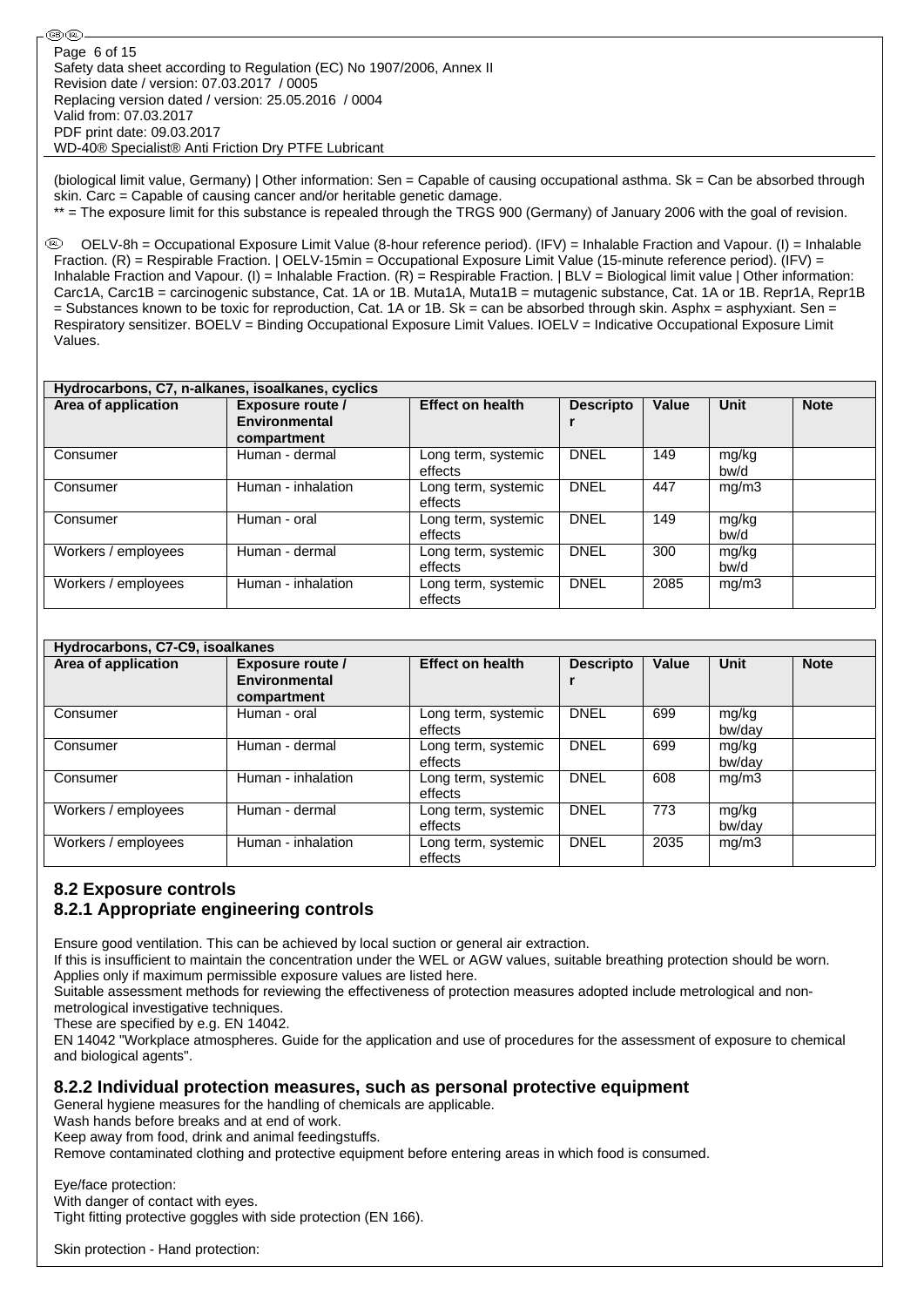(biological limit value, Germany) | Other information: Sen = Capable of causing occupational asthma. Sk = Can be absorbed through skin. Carc = Capable of causing cancer and/or heritable genetic damage.
** = The exposure limit for this substance is repealed through the TRGS 900 (Germany) of January 2006 with the goal of revision.

OELV-8h = Occupational Exposure Limit Value (8-hour reference period). (IFV) = Inhalable Fraction and Vapour. (I) = Inhalable Fraction. (R) = Respirable Fraction. | OELV-15min = Occupational Exposure Limit Value (15-minute reference period). (IFV) = Inhalable Fraction and Vapour. (I) = Inhalable Fraction. (R) = Respirable Fraction. | BLV = Biological limit value | Other information: Carc1A, Carc1B = carcinogenic substance, Cat. 1A or 1B. Muta1A, Muta1B = mutagenic substance, Cat. 1A or 1B. Repr1A, Repr1B = Substances known to be toxic for reproduction, Cat. 1A or 1B. Sk = can be absorbed through skin. Asphx = asphyxiant. Sen = Respiratory sensitizer. BOELV = Binding Occupational Exposure Limit Values. IOELV = Indicative Occupational Exposure Limit Values.

| Hydrocarbons, C7, n-alkanes, isoalkanes, cyclics | | | | | | |
|---|---|---|---|---|---|---|
| **Area of application** | **Exposure route / Environmental compartment** | **Effect on health** | **Descriptor** | **Value** | **Unit** | **Note** |
| Consumer | Human - dermal | Long term, systemic effects | DNEL | 149 | mg/kg bw/d | |
| Consumer | Human - inhalation | Long term, systemic effects | DNEL | 447 | mg/m3 | |
| Consumer | Human - oral | Long term, systemic effects | DNEL | 149 | mg/kg bw/d | |
| Workers / employees | Human - dermal | Long term, systemic effects | DNEL | 300 | mg/kg bw/d | |
| Workers / employees | Human - inhalation | Long term, systemic effects | DNEL | 2085 | mg/m3 | |

| Hydrocarbons, C7-C9, isoalkanes | | | | | | |
|---|---|---|---|---|---|---|
| **Area of application** | **Exposure route / Environmental compartment** | **Effect on health** | **Descriptor** | **Value** | **Unit** | **Note** |
| Consumer | Human - oral | Long term, systemic effects | DNEL | 699 | mg/kg bw/day | |
| Consumer | Human - dermal | Long term, systemic effects | DNEL | 699 | mg/kg bw/day | |
| Consumer | Human - inhalation | Long term, systemic effects | DNEL | 608 | mg/m3 | |
| Workers / employees | Human - dermal | Long term, systemic effects | DNEL | 773 | mg/kg bw/day | |
| Workers / employees | Human - inhalation | Long term, systemic effects | DNEL | 2035 | mg/m3 | |

## 8.2 Exposure controls

### 8.2.1 Appropriate engineering controls

Ensure good ventilation. This can be achieved by local suction or general air extraction.
If this is insufficient to maintain the concentration under the WEL or AGW values, suitable breathing protection should be worn.
Applies only if maximum permissible exposure values are listed here.
Suitable assessment methods for reviewing the effectiveness of protection measures adopted include metrological and non-metrological investigative techniques.
These are specified by e.g. EN 14042.
EN 14042 "Workplace atmospheres. Guide for the application and use of procedures for the assessment of exposure to chemical and biological agents".

### 8.2.2 Individual protection measures, such as personal protective equipment

General hygiene measures for the handling of chemicals are applicable.
Wash hands before breaks and at end of work.
Keep away from food, drink and animal feedingstuffs.
Remove contaminated clothing and protective equipment before entering areas in which food is consumed.

Eye/face protection:
With danger of contact with eyes.
Tight fitting protective goggles with side protection (EN 166).

Skin protection - Hand protection: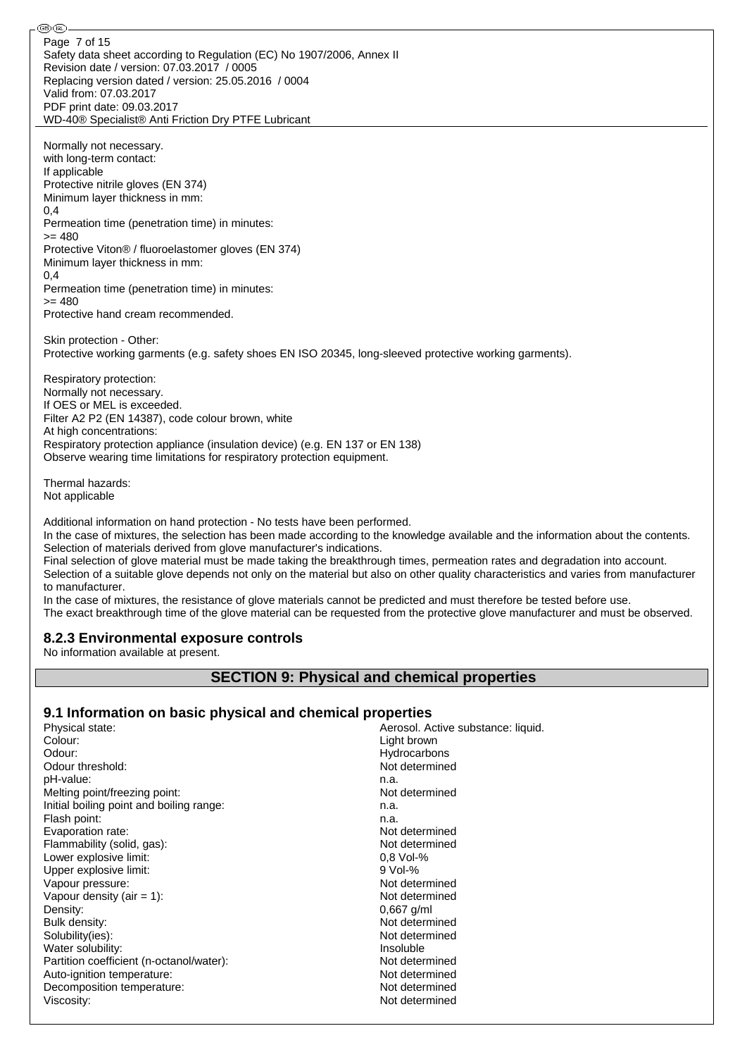Normally not necessary.
with long-term contact:
If applicable
Protective nitrile gloves (EN 374)
Minimum layer thickness in mm:
0,4
Permeation time (penetration time) in minutes:
>= 480
Protective Viton® / fluoroelastomer gloves (EN 374)
Minimum layer thickness in mm:
0,4
Permeation time (penetration time) in minutes:
>= 480
Protective hand cream recommended.

Skin protection - Other:
Protective working garments (e.g. safety shoes EN ISO 20345, long-sleeved protective working garments).

Respiratory protection:
Normally not necessary.
If OES or MEL is exceeded.
Filter A2 P2 (EN 14387), code colour brown, white
At high concentrations:
Respiratory protection appliance (insulation device) (e.g. EN 137 or EN 138)
Observe wearing time limitations for respiratory protection equipment.

Thermal hazards:
Not applicable

Additional information on hand protection - No tests have been performed.
In the case of mixtures, the selection has been made according to the knowledge available and the information about the contents.
Selection of materials derived from glove manufacturer's indications.
Final selection of glove material must be made taking the breakthrough times, permeation rates and degradation into account.
Selection of a suitable glove depends not only on the material but also on other quality characteristics and varies from manufacturer to manufacturer.
In the case of mixtures, the resistance of glove materials cannot be predicted and must therefore be tested before use.
The exact breakthrough time of the glove material can be requested from the protective glove manufacturer and must be observed.

### 8.2.3 Environmental exposure controls

No information available at present.

## SECTION 9: Physical and chemical properties

### 9.1 Information on basic physical and chemical properties

| Property | Value |
|---|---|
| Physical state: | Aerosol. Active substance: liquid. |
| Colour: | Light brown |
| Odour: | Hydrocarbons |
| Odour threshold: | Not determined |
| pH-value: | n.a. |
| Melting point/freezing point: | Not determined |
| Initial boiling point and boiling range: | n.a. |
| Flash point: | n.a. |
| Evaporation rate: | Not determined |
| Flammability (solid, gas): | Not determined |
| Lower explosive limit: | 0,8 Vol-% |
| Upper explosive limit: | 9 Vol-% |
| Vapour pressure: | Not determined |
| Vapour density (air = 1): | Not determined |
| Density: | 0,667 g/ml |
| Bulk density: | Not determined |
| Solubility(ies): | Not determined |
| Water solubility: | Insoluble |
| Partition coefficient (n-octanol/water): | Not determined |
| Auto-ignition temperature: | Not determined |
| Decomposition temperature: | Not determined |
| Viscosity: | Not determined |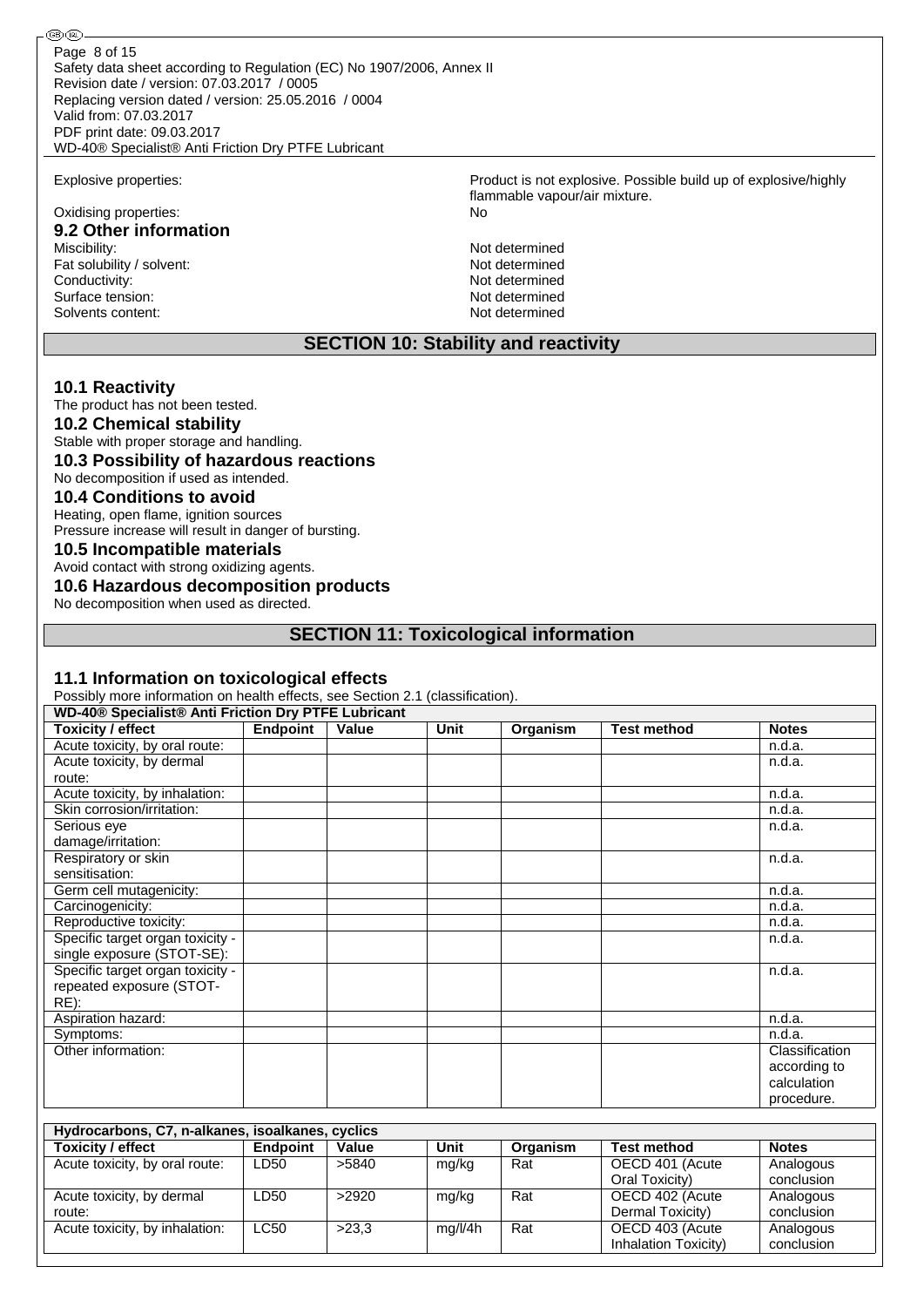Explosive properties: Product is not explosive. Possible build up of explosive/highly flammable vapour/air mixture.

Oxidising properties: No

### 9.2 Other information

Miscibility: Not determined
Fat solubility / solvent: Not determined
Conductivity: Not determined
Surface tension: Not determined
Solvents content: Not determined

## SECTION 10: Stability and reactivity

### 10.1 Reactivity

The product has not been tested.

### 10.2 Chemical stability

Stable with proper storage and handling.

### 10.3 Possibility of hazardous reactions

No decomposition if used as intended.

### 10.4 Conditions to avoid

Heating, open flame, ignition sources
Pressure increase will result in danger of bursting.

### 10.5 Incompatible materials

Avoid contact with strong oxidizing agents.

### 10.6 Hazardous decomposition products

No decomposition when used as directed.

## SECTION 11: Toxicological information

### 11.1 Information on toxicological effects

Possibly more information on health effects, see Section 2.1 (classification).

| WD-40® Specialist® Anti Friction Dry PTFE Lubricant | | | | | | |
|---|---|---|---|---|---|---|
| **Toxicity / effect** | **Endpoint** | **Value** | **Unit** | **Organism** | **Test method** | **Notes** |
| Acute toxicity, by oral route: | | | | | | n.d.a. |
| Acute toxicity, by dermal route: | | | | | | n.d.a. |
| Acute toxicity, by inhalation: | | | | | | n.d.a. |
| Skin corrosion/irritation: | | | | | | n.d.a. |
| Serious eye damage/irritation: | | | | | | n.d.a. |
| Respiratory or skin sensitisation: | | | | | | n.d.a. |
| Germ cell mutagenicity: | | | | | | n.d.a. |
| Carcinogenicity: | | | | | | n.d.a. |
| Reproductive toxicity: | | | | | | n.d.a. |
| Specific target organ toxicity - single exposure (STOT-SE): | | | | | | n.d.a. |
| Specific target organ toxicity - repeated exposure (STOT-RE): | | | | | | n.d.a. |
| Aspiration hazard: | | | | | | n.d.a. |
| Symptoms: | | | | | | n.d.a. |
| Other information: | | | | | | Classification according to calculation procedure. |

| Hydrocarbons, C7, n-alkanes, isoalkanes, cyclics | | | | | | |
|---|---|---|---|---|---|---|
| **Toxicity / effect** | **Endpoint** | **Value** | **Unit** | **Organism** | **Test method** | **Notes** |
| Acute toxicity, by oral route: | LD50 | >5840 | mg/kg | Rat | OECD 401 (Acute Oral Toxicity) | Analogous conclusion |
| Acute toxicity, by dermal route: | LD50 | >2920 | mg/kg | Rat | OECD 402 (Acute Dermal Toxicity) | Analogous conclusion |
| Acute toxicity, by inhalation: | LC50 | >23,3 | mg/l/4h | Rat | OECD 403 (Acute Inhalation Toxicity) | Analogous conclusion |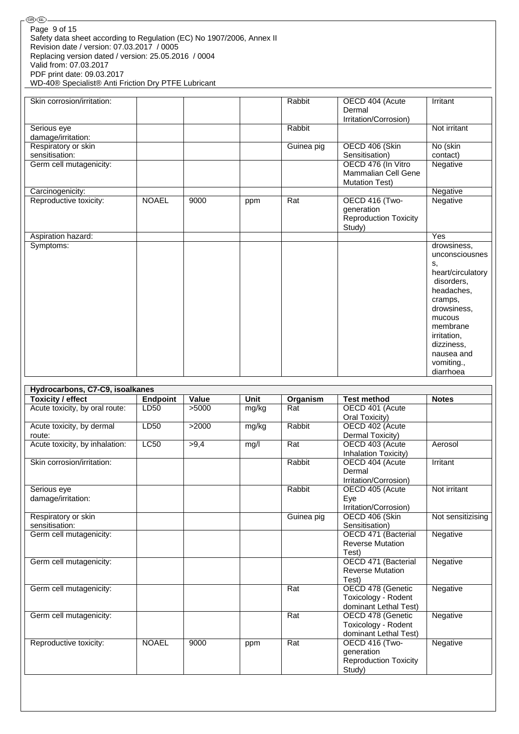| | | | | | | |
|---|---|---|---|---|---|---|
| Skin corrosion/irritation: | | | | Rabbit | OECD 404 (Acute Dermal Irritation/Corrosion) | Irritant |
| Serious eye damage/irritation: | | | | Rabbit | | Not irritant |
| Respiratory or skin sensitisation: | | | | Guinea pig | OECD 406 (Skin Sensitisation) | No (skin contact) |
| Germ cell mutagenicity: | | | | | OECD 476 (In Vitro Mammalian Cell Gene Mutation Test) | Negative |
| Carcinogenicity: | | | | | | Negative |
| Reproductive toxicity: | NOAEL | 9000 | ppm | Rat | OECD 416 (Two-generation Reproduction Toxicity Study) | Negative |
| Aspiration hazard: | | | | | | Yes |
| Symptoms: | | | | | | drowsiness, unconsciousness, heart/circulatory disorders, headaches, cramps, drowsiness, mucous membrane irritation, dizziness, nausea and vomiting., diarrhoea |

**Hydrocarbons, C7-C9, isoalkanes**

| Toxicity / effect | Endpoint | Value | Unit | Organism | Test method | Notes |
|---|---|---|---|---|---|---|
| Acute toxicity, by oral route: | LD50 | >5000 | mg/kg | Rat | OECD 401 (Acute Oral Toxicity) | |
| Acute toxicity, by dermal route: | LD50 | >2000 | mg/kg | Rabbit | OECD 402 (Acute Dermal Toxicity) | |
| Acute toxicity, by inhalation: | LC50 | >9,4 | mg/l | Rat | OECD 403 (Acute Inhalation Toxicity) | Aerosol |
| Skin corrosion/irritation: | | | | Rabbit | OECD 404 (Acute Dermal Irritation/Corrosion) | Irritant |
| Serious eye damage/irritation: | | | | Rabbit | OECD 405 (Acute Eye Irritation/Corrosion) | Not irritant |
| Respiratory or skin sensitisation: | | | | Guinea pig | OECD 406 (Skin Sensitisation) | Not sensitizising |
| Germ cell mutagenicity: | | | | | OECD 471 (Bacterial Reverse Mutation Test) | Negative |
| Germ cell mutagenicity: | | | | | OECD 471 (Bacterial Reverse Mutation Test) | Negative |
| Germ cell mutagenicity: | | | | Rat | OECD 478 (Genetic Toxicology - Rodent dominant Lethal Test) | Negative |
| Germ cell mutagenicity: | | | | Rat | OECD 478 (Genetic Toxicology - Rodent dominant Lethal Test) | Negative |
| Reproductive toxicity: | NOAEL | 9000 | ppm | Rat | OECD 416 (Two-generation Reproduction Toxicity Study) | Negative |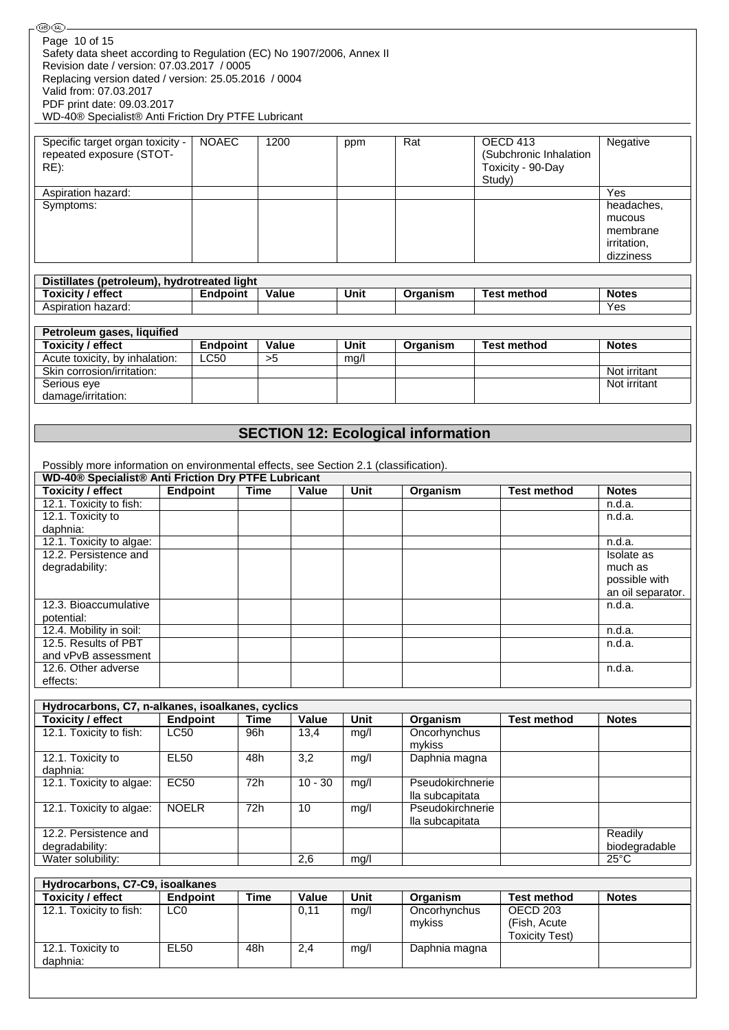| Specific target organ toxicity - repeated exposure (STOT-RE): | NOAEC | 1200 | ppm | Rat | OECD 413 (Subchronic Inhalation Toxicity - 90-Day Study) | Negative |
|---|---|---|---|---|---|---|
| Aspiration hazard: | | | | | | Yes |
| Symptoms: | | | | | | headaches, mucous membrane irritation, dizziness |

| Distillates (petroleum), hydrotreated light | | | | | | |
|---|---|---|---|---|---|---|
| **Toxicity / effect** | **Endpoint** | **Value** | **Unit** | **Organism** | **Test method** | **Notes** |
| Aspiration hazard: | | | | | | Yes |

| Petroleum gases, liquified | | | | | | |
|---|---|---|---|---|---|---|
| **Toxicity / effect** | **Endpoint** | **Value** | **Unit** | **Organism** | **Test method** | **Notes** |
| Acute toxicity, by inhalation: | LC50 | >5 | mg/l | | | |
| Skin corrosion/irritation: | | | | | | Not irritant |
| Serious eye damage/irritation: | | | | | | Not irritant |

## SECTION 12: Ecological information

Possibly more information on environmental effects, see Section 2.1 (classification).

| WD-40® Specialist® Anti Friction Dry PTFE Lubricant | | | | | | | |
|---|---|---|---|---|---|---|---|
| **Toxicity / effect** | **Endpoint** | **Time** | **Value** | **Unit** | **Organism** | **Test method** | **Notes** |
| 12.1. Toxicity to fish: | | | | | | | n.d.a. |
| 12.1. Toxicity to daphnia: | | | | | | | n.d.a. |
| 12.1. Toxicity to algae: | | | | | | | n.d.a. |
| 12.2. Persistence and degradability: | | | | | | | Isolate as much as possible with an oil separator. |
| 12.3. Bioaccumulative potential: | | | | | | | n.d.a. |
| 12.4. Mobility in soil: | | | | | | | n.d.a. |
| 12.5. Results of PBT and vPvB assessment | | | | | | | n.d.a. |
| 12.6. Other adverse effects: | | | | | | | n.d.a. |

| Hydrocarbons, C7, n-alkanes, isoalkanes, cyclics | | | | | | | |
|---|---|---|---|---|---|---|---|
| **Toxicity / effect** | **Endpoint** | **Time** | **Value** | **Unit** | **Organism** | **Test method** | **Notes** |
| 12.1. Toxicity to fish: | LC50 | 96h | 13,4 | mg/l | Oncorhynchus mykiss | | |
| 12.1. Toxicity to daphnia: | EL50 | 48h | 3,2 | mg/l | Daphnia magna | | |
| 12.1. Toxicity to algae: | EC50 | 72h | 10 - 30 | mg/l | Pseudokirchneriella subcapitata | | |
| 12.1. Toxicity to algae: | NOELR | 72h | 10 | mg/l | Pseudokirchneriella subcapitata | | |
| 12.2. Persistence and degradability: | | | | | | | Readily biodegradable |
| Water solubility: | | | 2,6 | mg/l | | | 25°C |

| Hydrocarbons, C7-C9, isoalkanes | | | | | | | |
|---|---|---|---|---|---|---|---|
| **Toxicity / effect** | **Endpoint** | **Time** | **Value** | **Unit** | **Organism** | **Test method** | **Notes** |
| 12.1. Toxicity to fish: | LC0 | | 0,11 | mg/l | Oncorhynchus mykiss | OECD 203 (Fish, Acute Toxicity Test) | |
| 12.1. Toxicity to daphnia: | EL50 | 48h | 2,4 | mg/l | Daphnia magna | | |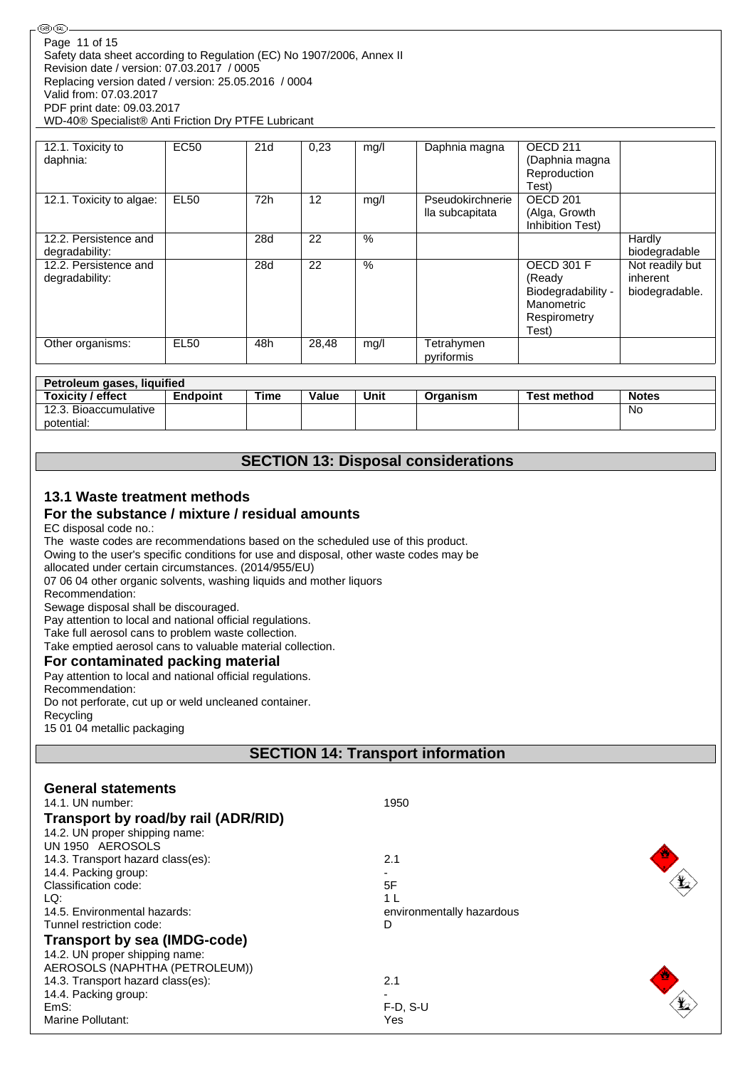| 12.1. Toxicity to daphnia: | EC50 | 21d | 0,23 | mg/l | Daphnia magna | OECD 211 (Daphnia magna Reproduction Test) | |
|---|---|---|---|---|---|---|---|
| 12.1. Toxicity to algae: | EL50 | 72h | 12 | mg/l | Pseudokirchneriella subcapitata | OECD 201 (Alga, Growth Inhibition Test) | |
| 12.2. Persistence and degradability: | | 28d | 22 | % | | | Hardly biodegradable |
| 12.2. Persistence and degradability: | | 28d | 22 | % | | OECD 301 F (Ready Biodegradability - Manometric Respirometry Test) | Not readily but inherent biodegradable. |
| Other organisms: | EL50 | 48h | 28,48 | mg/l | Tetrahymen pyriformis | | |

| Petroleum gases, liquified | | | | | | | |
|---|---|---|---|---|---|---|---|
| **Toxicity / effect** | **Endpoint** | **Time** | **Value** | **Unit** | **Organism** | **Test method** | **Notes** |
| 12.3. Bioaccumulative potential: | | | | | | | No |

## SECTION 13: Disposal considerations

### 13.1 Waste treatment methods

### For the substance / mixture / residual amounts

EC disposal code no.:
The waste codes are recommendations based on the scheduled use of this product.
Owing to the user's specific conditions for use and disposal, other waste codes may be allocated under certain circumstances. (2014/955/EU)
07 06 04 other organic solvents, washing liquids and mother liquors
Recommendation:
Sewage disposal shall be discouraged.
Pay attention to local and national official regulations.
Take full aerosol cans to problem waste collection.
Take emptied aerosol cans to valuable material collection.

### For contaminated packing material

Pay attention to local and national official regulations.
Recommendation:
Do not perforate, cut up or weld uncleaned container.
Recycling
15 01 04 metallic packaging

## SECTION 14: Transport information

### General statements

14.1. UN number: 1950

### Transport by road/by rail (ADR/RID)

14.2. UN proper shipping name:
UN 1950 AEROSOLS
14.3. Transport hazard class(es): 2.1
14.4. Packing group: -
Classification code: 5F
LQ: 1 L
14.5. Environmental hazards: environmentally hazardous
Tunnel restriction code: D

### Transport by sea (IMDG-code)

14.2. UN proper shipping name:
AEROSOLS (NAPHTHA (PETROLEUM))
14.3. Transport hazard class(es): 2.1
14.4. Packing group: -
EmS: F-D, S-U
Marine Pollutant: Yes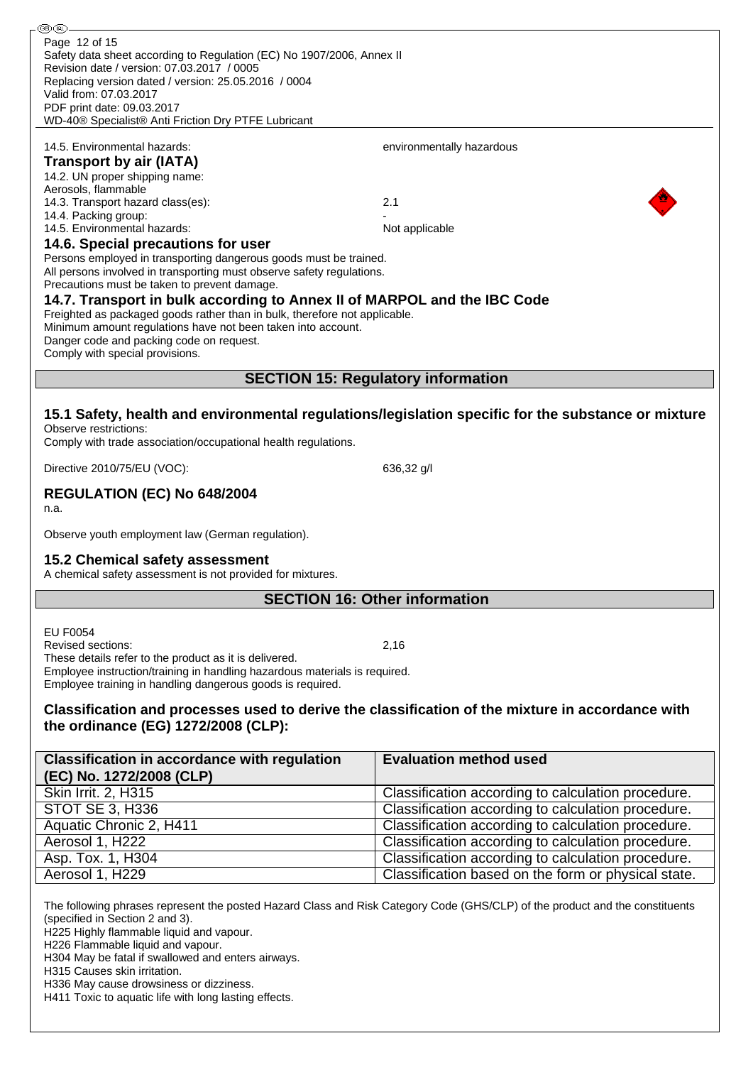14.5. Environmental hazards: environmentally hazardous

**Transport by air (IATA)**

14.2. UN proper shipping name:
Aerosols, flammable

14.3. Transport hazard class(es): 2.1

14.4. Packing group: -

14.5. Environmental hazards: Not applicable

### 14.6. Special precautions for user

Persons employed in transporting dangerous goods must be trained.
All persons involved in transporting must observe safety regulations.
Precautions must be taken to prevent damage.

### 14.7. Transport in bulk according to Annex II of MARPOL and the IBC Code

Freighted as packaged goods rather than in bulk, therefore not applicable.
Minimum amount regulations have not been taken into account.
Danger code and packing code on request.
Comply with special provisions.

## SECTION 15: Regulatory information

### 15.1 Safety, health and environmental regulations/legislation specific for the substance or mixture

Observe restrictions:
Comply with trade association/occupational health regulations.

Directive 2010/75/EU (VOC): 636,32 g/l

### REGULATION (EC) No 648/2004

n.a.

Observe youth employment law (German regulation).

### 15.2 Chemical safety assessment

A chemical safety assessment is not provided for mixtures.

## SECTION 16: Other information

EU F0054
Revised sections: 2,16
These details refer to the product as it is delivered.
Employee instruction/training in handling hazardous materials is required.
Employee training in handling dangerous goods is required.

### Classification and processes used to derive the classification of the mixture in accordance with the ordinance (EG) 1272/2008 (CLP):

| Classification in accordance with regulation (EC) No. 1272/2008 (CLP) | Evaluation method used |
|---|---|
| Skin Irrit. 2, H315 | Classification according to calculation procedure. |
| STOT SE 3, H336 | Classification according to calculation procedure. |
| Aquatic Chronic 2, H411 | Classification according to calculation procedure. |
| Aerosol 1, H222 | Classification according to calculation procedure. |
| Asp. Tox. 1, H304 | Classification according to calculation procedure. |
| Aerosol 1, H229 | Classification based on the form or physical state. |

The following phrases represent the posted Hazard Class and Risk Category Code (GHS/CLP) of the product and the constituents (specified in Section 2 and 3).

H225 Highly flammable liquid and vapour.
H226 Flammable liquid and vapour.
H304 May be fatal if swallowed and enters airways.
H315 Causes skin irritation.
H336 May cause drowsiness or dizziness.
H411 Toxic to aquatic life with long lasting effects.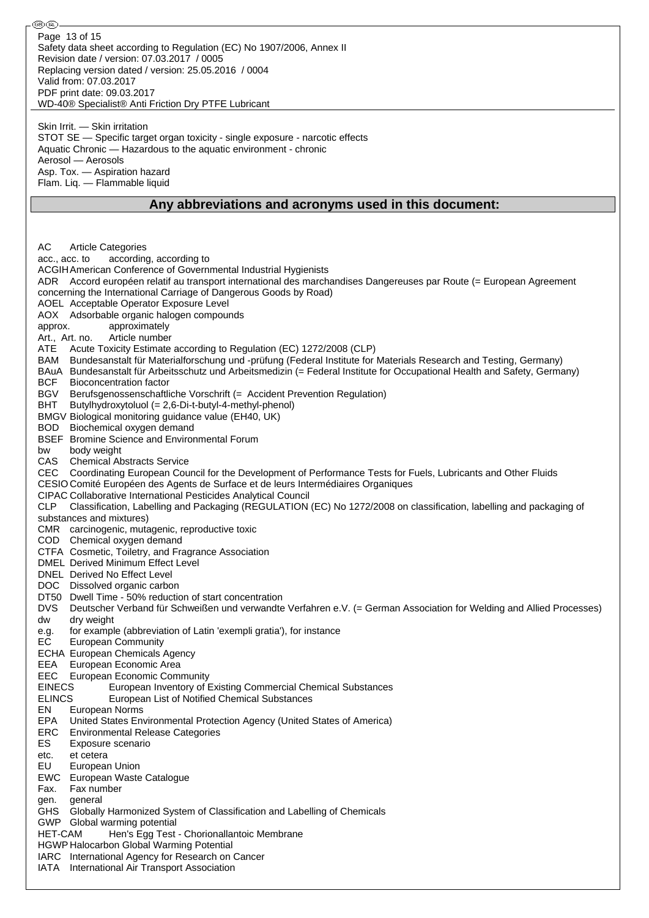Skin Irrit. — Skin irritation
STOT SE — Specific target organ toxicity - single exposure - narcotic effects
Aquatic Chronic — Hazardous to the aquatic environment - chronic
Aerosol — Aerosols
Asp. Tox. — Aspiration hazard
Flam. Liq. — Flammable liquid

## Any abbreviations and acronyms used in this document:

AC Article Categories
acc., acc. to according, according to
ACGIH American Conference of Governmental Industrial Hygienists
ADR Accord européen relatif au transport international des marchandises Dangereuses par Route (= European Agreement concerning the International Carriage of Dangerous Goods by Road)
AOEL Acceptable Operator Exposure Level
AOX Adsorbable organic halogen compounds
approx. approximately
Art., Art. no. Article number
ATE Acute Toxicity Estimate according to Regulation (EC) 1272/2008 (CLP)
BAM Bundesanstalt für Materialforschung und -prüfung (Federal Institute for Materials Research and Testing, Germany)
BAuA Bundesanstalt für Arbeitsschutz und Arbeitsmedizin (= Federal Institute for Occupational Health and Safety, Germany)
BCF Bioconcentration factor
BGV Berufsgenossenschaftliche Vorschrift (= Accident Prevention Regulation)
BHT Butylhydroxytoluol (= 2,6-Di-t-butyl-4-methyl-phenol)
BMGV Biological monitoring guidance value (EH40, UK)
BOD Biochemical oxygen demand
BSEF Bromine Science and Environmental Forum
bw body weight
CAS Chemical Abstracts Service
CEC Coordinating European Council for the Development of Performance Tests for Fuels, Lubricants and Other Fluids
CESIO Comité Européen des Agents de Surface et de leurs Intermédiaires Organiques
CIPAC Collaborative International Pesticides Analytical Council
CLP Classification, Labelling and Packaging (REGULATION (EC) No 1272/2008 on classification, labelling and packaging of substances and mixtures)
CMR carcinogenic, mutagenic, reproductive toxic
COD Chemical oxygen demand
CTFA Cosmetic, Toiletry, and Fragrance Association
DMEL Derived Minimum Effect Level
DNEL Derived No Effect Level
DOC Dissolved organic carbon
DT50 Dwell Time - 50% reduction of start concentration
DVS Deutscher Verband für Schweißen und verwandte Verfahren e.V. (= German Association for Welding and Allied Processes)
dw dry weight
e.g. for example (abbreviation of Latin 'exempli gratia'), for instance
EC European Community
ECHA European Chemicals Agency
EEA European Economic Area
EEC European Economic Community
EINECS European Inventory of Existing Commercial Chemical Substances
ELINCS European List of Notified Chemical Substances
EN European Norms
EPA United States Environmental Protection Agency (United States of America)
ERC Environmental Release Categories
ES Exposure scenario
etc. et cetera
EU European Union
EWC European Waste Catalogue
Fax. Fax number
gen. general
GHS Globally Harmonized System of Classification and Labelling of Chemicals
GWP Global warming potential
HET-CAM Hen's Egg Test - Chorionallantoic Membrane
HGWP Halocarbon Global Warming Potential
IARC International Agency for Research on Cancer
IATA International Air Transport Association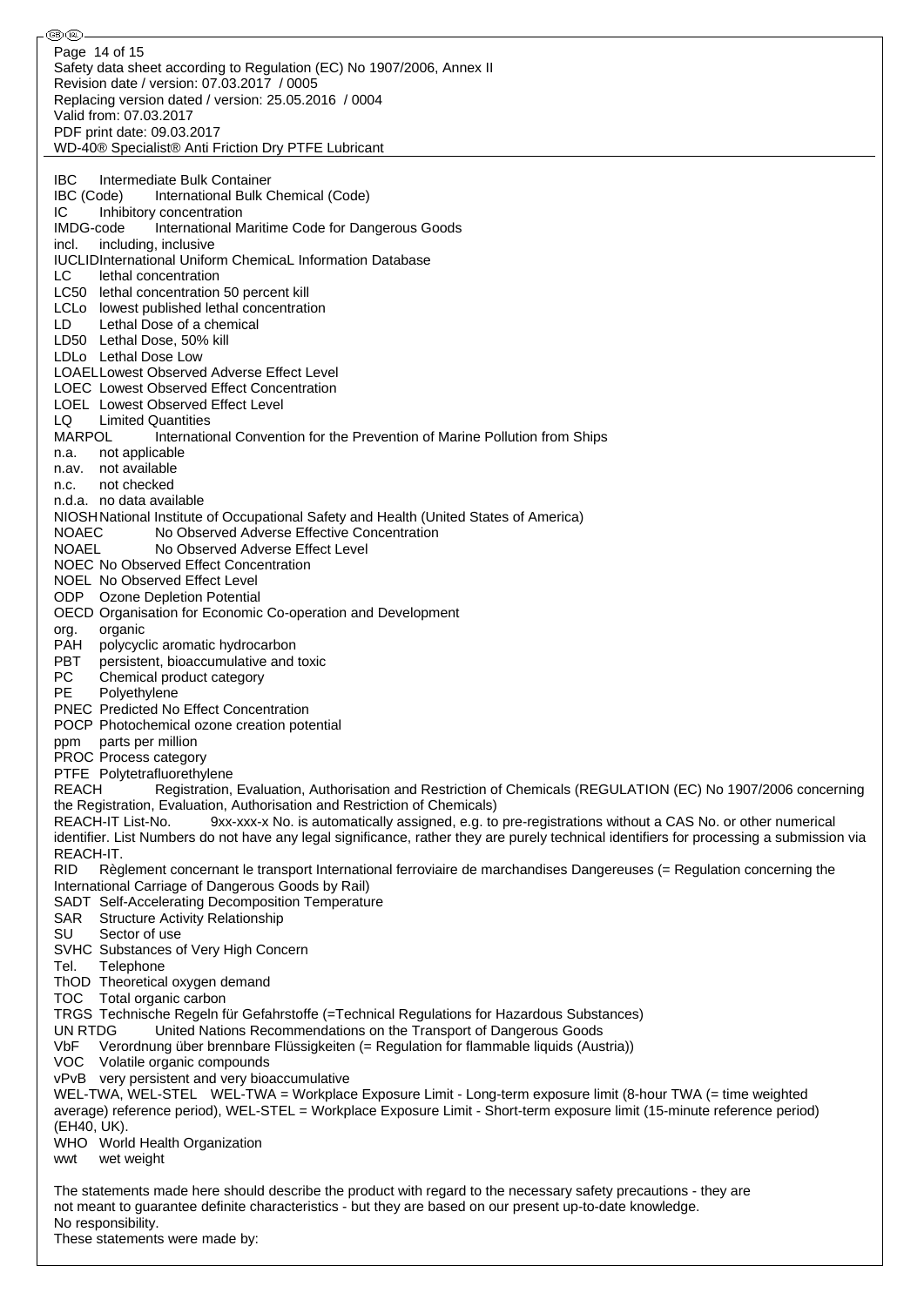IBC Intermediate Bulk Container
IBC (Code) International Bulk Chemical (Code)
IC Inhibitory concentration
IMDG-code International Maritime Code for Dangerous Goods
incl. including, inclusive
IUCLIDInternational Uniform ChemicaL Information Database
LC lethal concentration
LC50 lethal concentration 50 percent kill
LCLo lowest published lethal concentration
LD Lethal Dose of a chemical
LD50 Lethal Dose, 50% kill
LDLo Lethal Dose Low
LOAELLowest Observed Adverse Effect Level
LOEC Lowest Observed Effect Concentration
LOEL Lowest Observed Effect Level
LQ Limited Quantities
MARPOL International Convention for the Prevention of Marine Pollution from Ships
n.a. not applicable
n.av. not available
n.c. not checked
n.d.a. no data available
NIOSHNational Institute of Occupational Safety and Health (United States of America)
NOAEC No Observed Adverse Effective Concentration
NOAEL No Observed Adverse Effect Level
NOEC No Observed Effect Concentration
NOEL No Observed Effect Level
ODP Ozone Depletion Potential
OECD Organisation for Economic Co-operation and Development
org. organic
PAH polycyclic aromatic hydrocarbon
PBT persistent, bioaccumulative and toxic
PC Chemical product category
PE Polyethylene
PNEC Predicted No Effect Concentration
POCP Photochemical ozone creation potential
ppm parts per million
PROC Process category
PTFE Polytetrafluorethylene
REACH Registration, Evaluation, Authorisation and Restriction of Chemicals (REGULATION (EC) No 1907/2006 concerning the Registration, Evaluation, Authorisation and Restriction of Chemicals)
REACH-IT List-No. 9xx-xxx-x No. is automatically assigned, e.g. to pre-registrations without a CAS No. or other numerical identifier. List Numbers do not have any legal significance, rather they are purely technical identifiers for processing a submission via REACH-IT.
RID Règlement concernant le transport International ferroviaire de marchandises Dangereuses (= Regulation concerning the International Carriage of Dangerous Goods by Rail)
SADT Self-Accelerating Decomposition Temperature
SAR Structure Activity Relationship
SU Sector of use
SVHC Substances of Very High Concern
Tel. Telephone
ThOD Theoretical oxygen demand
TOC Total organic carbon
TRGS Technische Regeln für Gefahrstoffe (=Technical Regulations for Hazardous Substances)
UN RTDG United Nations Recommendations on the Transport of Dangerous Goods
VbF Verordnung über brennbare Flüssigkeiten (= Regulation for flammable liquids (Austria))
VOC Volatile organic compounds
vPvB very persistent and very bioaccumulative
WEL-TWA, WEL-STEL WEL-TWA = Workplace Exposure Limit - Long-term exposure limit (8-hour TWA (= time weighted average) reference period), WEL-STEL = Workplace Exposure Limit - Short-term exposure limit (15-minute reference period) (EH40, UK).
WHO World Health Organization
wwt wet weight

The statements made here should describe the product with regard to the necessary safety precautions - they are not meant to guarantee definite characteristics - but they are based on our present up-to-date knowledge.
No responsibility.
These statements were made by: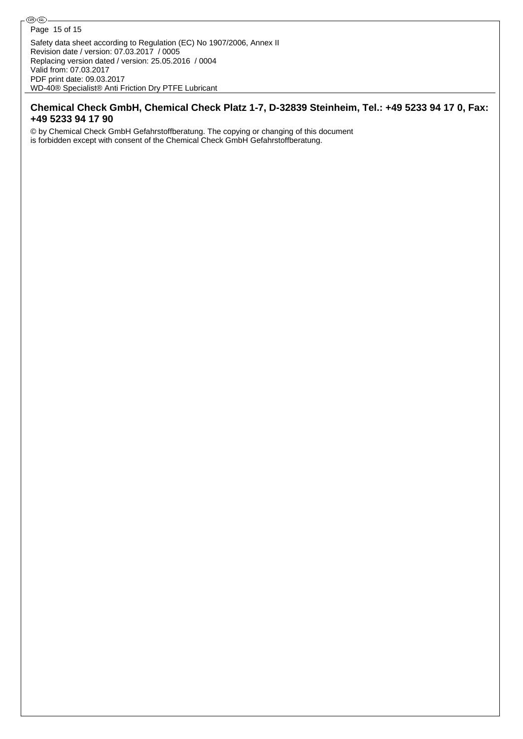**Chemical Check GmbH, Chemical Check Platz 1-7, D-32839 Steinheim, Tel.: +49 5233 94 17 0, Fax: +49 5233 94 17 90**

© by Chemical Check GmbH Gefahrstoffberatung. The copying or changing of this document is forbidden except with consent of the Chemical Check GmbH Gefahrstoffberatung.